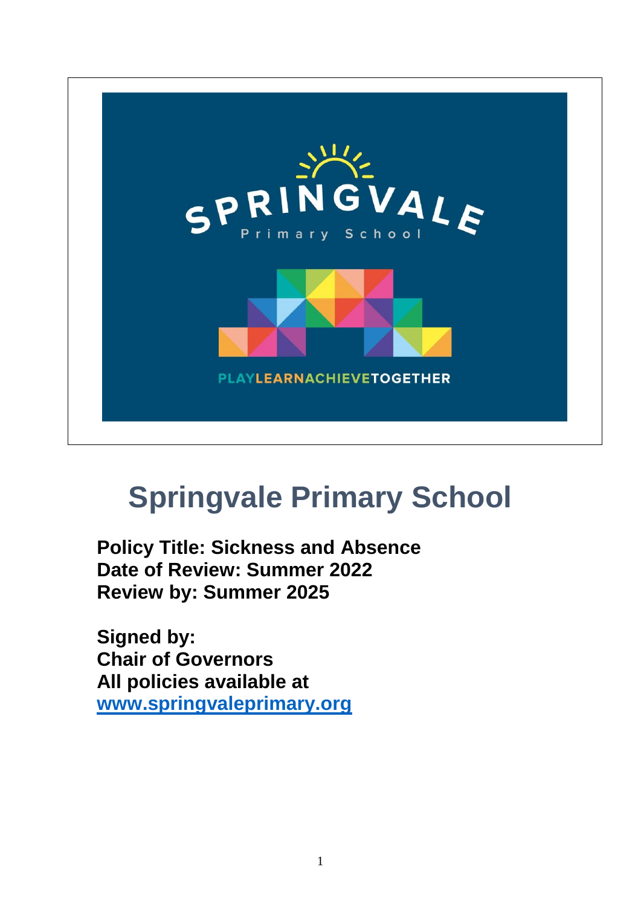# Springvale Primary School

**Policy Title: Sickness and Absence**
**Date of Review: Summer 2022**
**Review by: Summer 2025**

**Signed by:**
**Chair of Governors**
**All policies available at**
**[www.springvaleprimary.org](http://www.springvaleprimary.org)**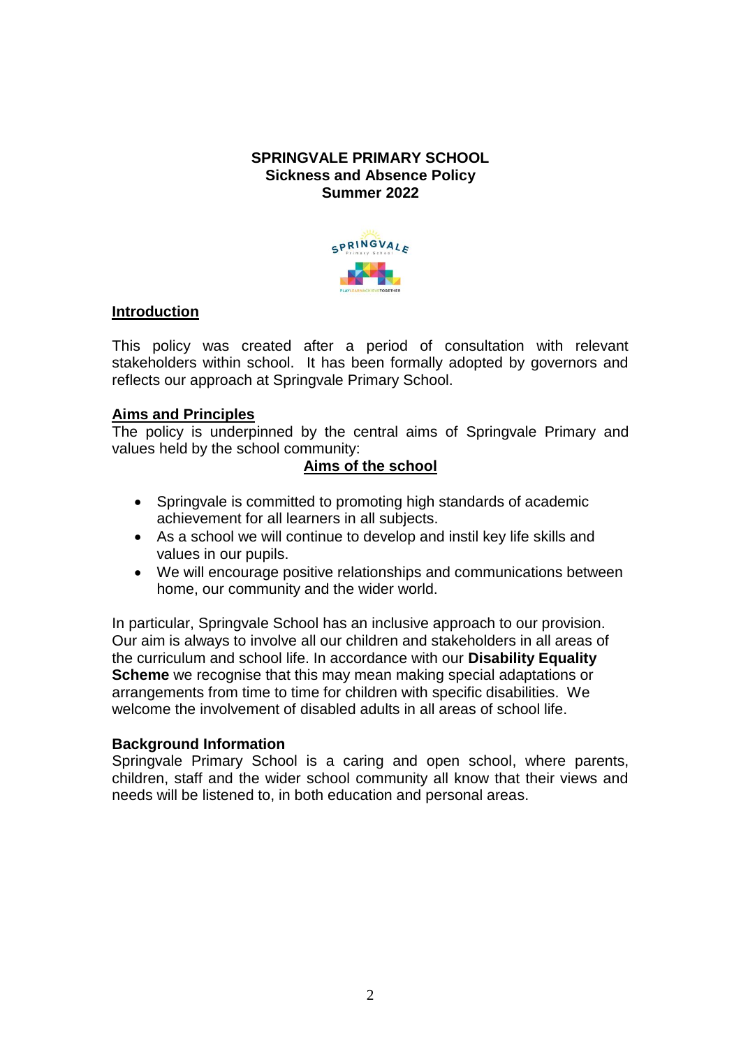**SPRINGVALE PRIMARY SCHOOL**
**Sickness and Absence Policy**
**Summer 2022**

## Introduction

This policy was created after a period of consultation with relevant stakeholders within school. It has been formally adopted by governors and reflects our approach at Springvale Primary School.

## Aims and Principles

The policy is underpinned by the central aims of Springvale Primary and values held by the school community:

### Aims of the school

- Springvale is committed to promoting high standards of academic achievement for all learners in all subjects.
- As a school we will continue to develop and instil key life skills and values in our pupils.
- We will encourage positive relationships and communications between home, our community and the wider world.

In particular, Springvale School has an inclusive approach to our provision. Our aim is always to involve all our children and stakeholders in all areas of the curriculum and school life. In accordance with our **Disability Equality Scheme** we recognise that this may mean making special adaptations or arrangements from time to time for children with specific disabilities. We welcome the involvement of disabled adults in all areas of school life.

**Background Information**

Springvale Primary School is a caring and open school, where parents, children, staff and the wider school community all know that their views and needs will be listened to, in both education and personal areas.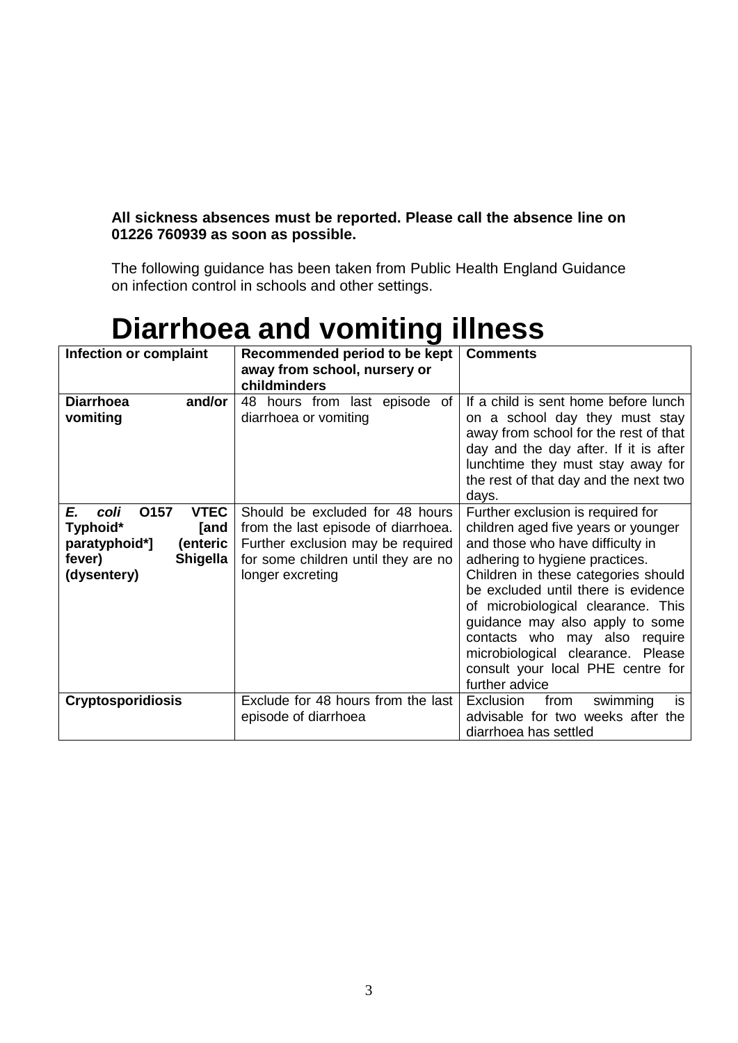**All sickness absences must be reported. Please call the absence line on 01226 760939 as soon as possible.**

The following guidance has been taken from Public Health England Guidance on infection control in schools and other settings.

# Diarrhoea and vomiting illness

| Infection or complaint | Recommended period to be kept away from school, nursery or childminders | Comments |
|---|---|---|
| **Diarrhoea and/or vomiting** | 48 hours from last episode of diarrhoea or vomiting | If a child is sent home before lunch on a school day they must stay away from school for the rest of that day and the day after. If it is after lunchtime they must stay away for the rest of that day and the next two days. |
| ***E. coli* O157 VTEC Typhoid* [and paratyphoid*] (enteric fever) Shigella (dysentery)** | Should be excluded for 48 hours from the last episode of diarrhoea. Further exclusion may be required for some children until they are no longer excreting | Further exclusion is required for children aged five years or younger and those who have difficulty in adhering to hygiene practices. Children in these categories should be excluded until there is evidence of microbiological clearance. This guidance may also apply to some contacts who may also require microbiological clearance. Please consult your local PHE centre for further advice |
| **Cryptosporidiosis** | Exclude for 48 hours from the last episode of diarrhoea | Exclusion from swimming is advisable for two weeks after the diarrhoea has settled |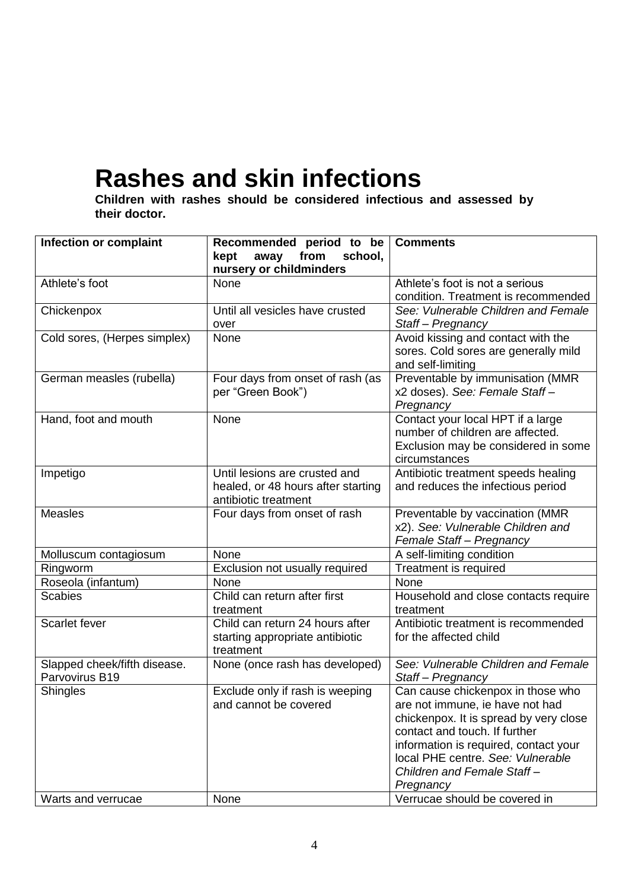# Rashes and skin infections

**Children with rashes should be considered infectious and assessed by their doctor.**

| Infection or complaint | Recommended period to be kept away from school, nursery or childminders | Comments |
|---|---|---|
| Athlete's foot | None | Athlete's foot is not a serious condition. Treatment is recommended |
| Chickenpox | Until all vesicles have crusted over | *See: Vulnerable Children and Female Staff – Pregnancy* |
| Cold sores, (Herpes simplex) | None | Avoid kissing and contact with the sores. Cold sores are generally mild and self-limiting |
| German measles (rubella) | Four days from onset of rash (as per "Green Book") | Preventable by immunisation (MMR x2 doses). *See: Female Staff – Pregnancy* |
| Hand, foot and mouth | None | Contact your local HPT if a large number of children are affected. Exclusion may be considered in some circumstances |
| Impetigo | Until lesions are crusted and healed, or 48 hours after starting antibiotic treatment | Antibiotic treatment speeds healing and reduces the infectious period |
| Measles | Four days from onset of rash | Preventable by vaccination (MMR x2). *See: Vulnerable Children and Female Staff – Pregnancy* |
| Molluscum contagiosum | None | A self-limiting condition |
| Ringworm | Exclusion not usually required | Treatment is required |
| Roseola (infantum) | None | None |
| Scabies | Child can return after first treatment | Household and close contacts require treatment |
| Scarlet fever | Child can return 24 hours after starting appropriate antibiotic treatment | Antibiotic treatment is recommended for the affected child |
| Slapped cheek/fifth disease. Parvovirus B19 | None (once rash has developed) | *See: Vulnerable Children and Female Staff – Pregnancy* |
| Shingles | Exclude only if rash is weeping and cannot be covered | Can cause chickenpox in those who are not immune, ie have not had chickenpox. It is spread by very close contact and touch. If further information is required, contact your local PHE centre. *See: Vulnerable Children and Female Staff – Pregnancy* |
| Warts and verrucae | None | Verrucae should be covered in |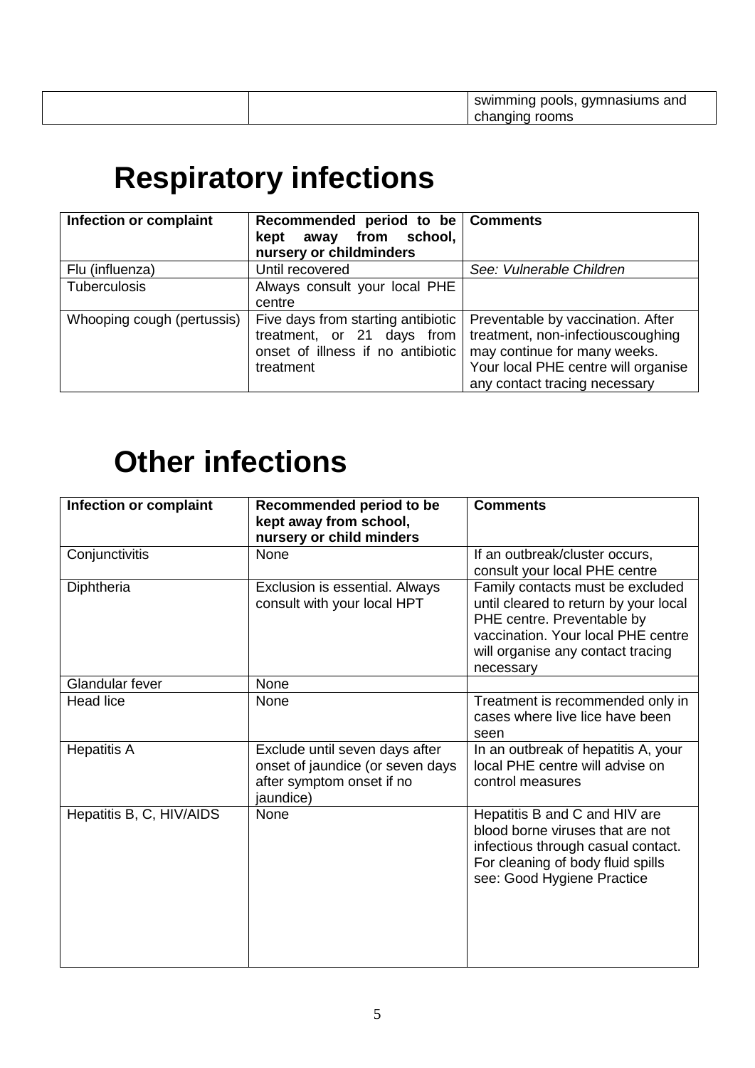| | | swimming pools, gymnasiums and changing rooms |
|---|---|---|

# Respiratory infections

| Infection or complaint | Recommended period to be kept away from school, nursery or childminders | Comments |
|---|---|---|
| Flu (influenza) | Until recovered | *See: Vulnerable Children* |
| Tuberculosis | Always consult your local PHE centre | |
| Whooping cough (pertussis) | Five days from starting antibiotic treatment, or 21 days from onset of illness if no antibiotic treatment | Preventable by vaccination. After treatment, non-infectiouscoughing may continue for many weeks. Your local PHE centre will organise any contact tracing necessary |

# Other infections

| Infection or complaint | Recommended period to be kept away from school, nursery or child minders | Comments |
|---|---|---|
| Conjunctivitis | None | If an outbreak/cluster occurs, consult your local PHE centre |
| Diphtheria | Exclusion is essential. Always consult with your local HPT | Family contacts must be excluded until cleared to return by your local PHE centre. Preventable by vaccination. Your local PHE centre will organise any contact tracing necessary |
| Glandular fever | None | |
| Head lice | None | Treatment is recommended only in cases where live lice have been seen |
| Hepatitis A | Exclude until seven days after onset of jaundice (or seven days after symptom onset if no jaundice) | In an outbreak of hepatitis A, your local PHE centre will advise on control measures |
| Hepatitis B, C, HIV/AIDS | None | Hepatitis B and C and HIV are blood borne viruses that are not infectious through casual contact. For cleaning of body fluid spills see: Good Hygiene Practice |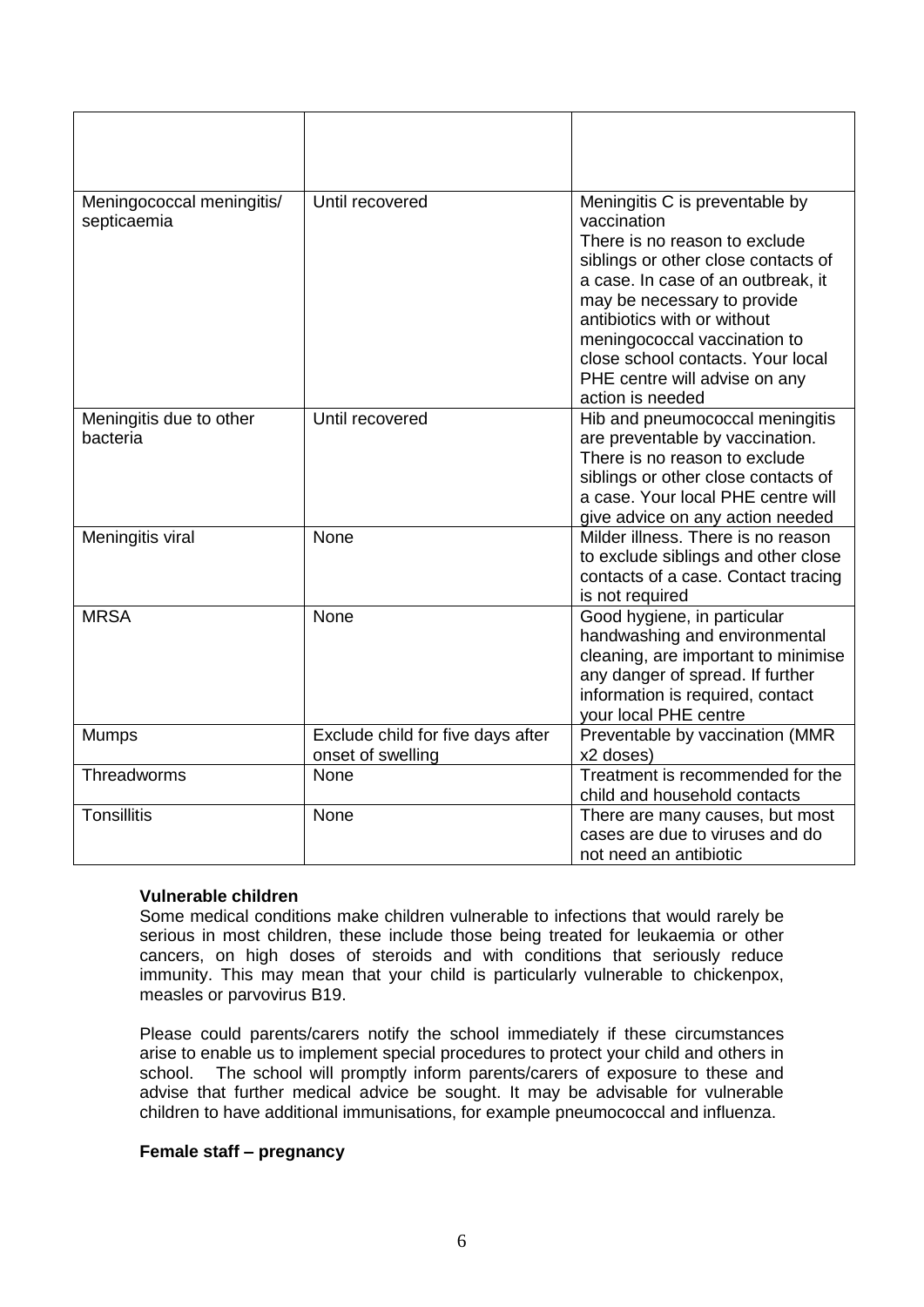| | | |
|---|---|---|
| Meningococcal meningitis/ septicaemia | Until recovered | Meningitis C is preventable by vaccination There is no reason to exclude siblings or other close contacts of a case. In case of an outbreak, it may be necessary to provide antibiotics with or without meningococcal vaccination to close school contacts. Your local PHE centre will advise on any action is needed |
| Meningitis due to other bacteria | Until recovered | Hib and pneumococcal meningitis are preventable by vaccination. There is no reason to exclude siblings or other close contacts of a case. Your local PHE centre will give advice on any action needed |
| Meningitis viral | None | Milder illness. There is no reason to exclude siblings and other close contacts of a case. Contact tracing is not required |
| MRSA | None | Good hygiene, in particular handwashing and environmental cleaning, are important to minimise any danger of spread. If further information is required, contact your local PHE centre |
| Mumps | Exclude child for five days after onset of swelling | Preventable by vaccination (MMR x2 doses) |
| Threadworms | None | Treatment is recommended for the child and household contacts |
| Tonsillitis | None | There are many causes, but most cases are due to viruses and do not need an antibiotic |

**Vulnerable children**

Some medical conditions make children vulnerable to infections that would rarely be serious in most children, these include those being treated for leukaemia or other cancers, on high doses of steroids and with conditions that seriously reduce immunity. This may mean that your child is particularly vulnerable to chickenpox, measles or parvovirus B19.

Please could parents/carers notify the school immediately if these circumstances arise to enable us to implement special procedures to protect your child and others in school. The school will promptly inform parents/carers of exposure to these and advise that further medical advice be sought. It may be advisable for vulnerable children to have additional immunisations, for example pneumococcal and influenza.

**Female staff – pregnancy**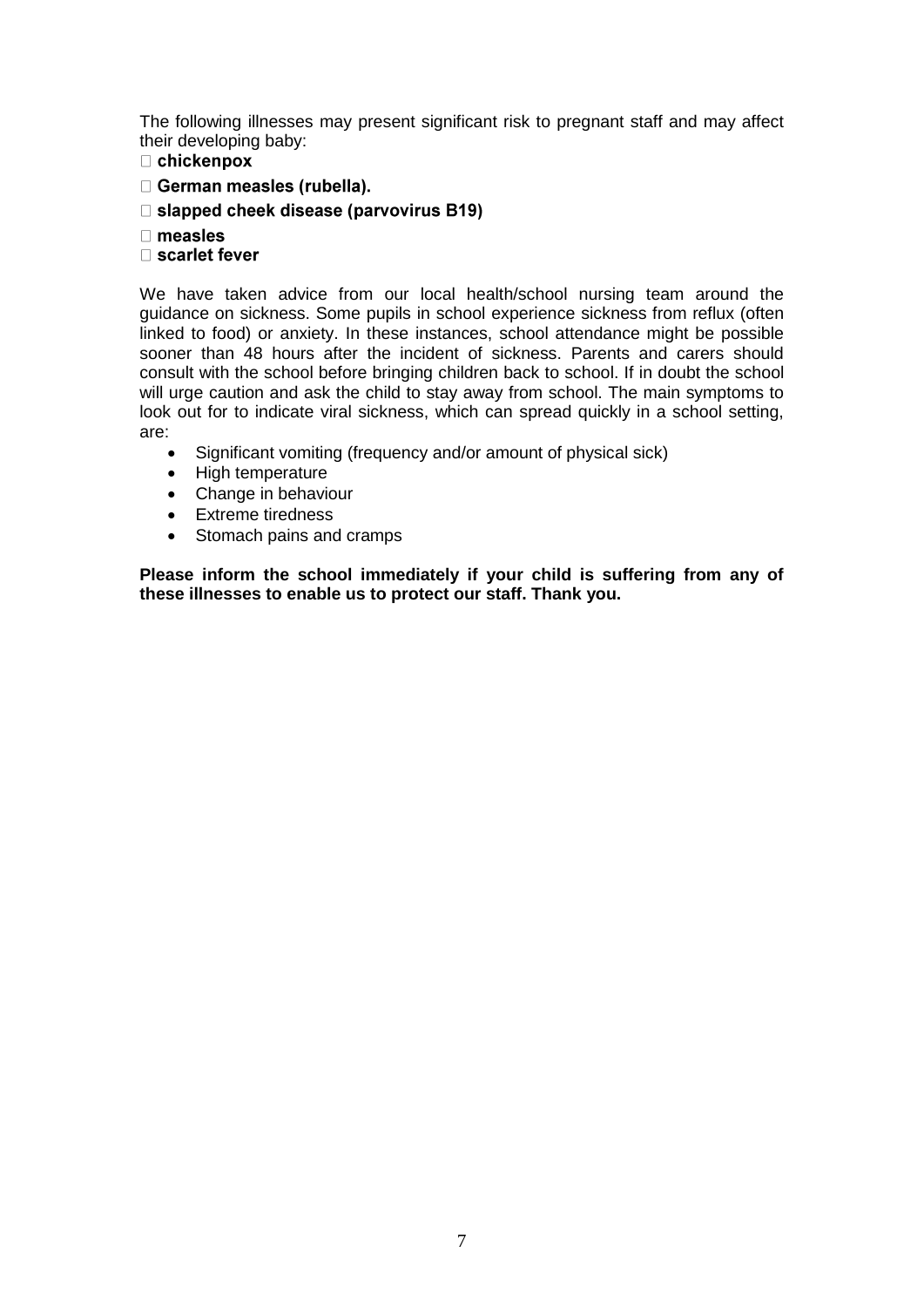The following illnesses may present significant risk to pregnant staff and may affect their developing baby:

- **chickenpox**
- **German measles (rubella).**
- **slapped cheek disease (parvovirus B19)**
- **measles**
- **scarlet fever**

We have taken advice from our local health/school nursing team around the guidance on sickness. Some pupils in school experience sickness from reflux (often linked to food) or anxiety. In these instances, school attendance might be possible sooner than 48 hours after the incident of sickness. Parents and carers should consult with the school before bringing children back to school. If in doubt the school will urge caution and ask the child to stay away from school. The main symptoms to look out for to indicate viral sickness, which can spread quickly in a school setting, are:

- Significant vomiting (frequency and/or amount of physical sick)
- High temperature
- Change in behaviour
- Extreme tiredness
- Stomach pains and cramps

**Please inform the school immediately if your child is suffering from any of these illnesses to enable us to protect our staff. Thank you.**